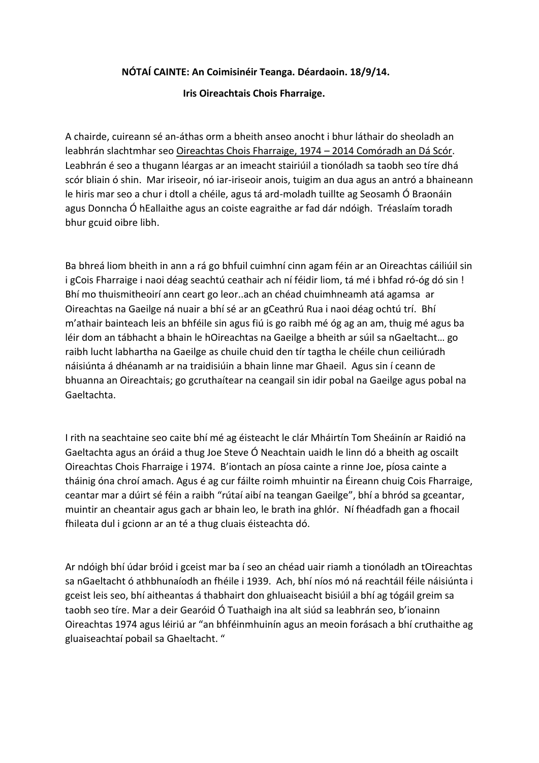**NÓTAÍ CAINTE: An Coimisinéir Teanga. Déardaoin. 18/9/14.**

**Iris Oireachtais Chois Fharraige.**

A chairde, cuireann sé an-áthas orm a bheith anseo anocht i bhur láthair do sheoladh an leabhrán slachtmhar seo Oireachtas Chois Fharraige, 1974 – 2014 Comóradh an Dá Scór. Leabhrán é seo a thugann léargas ar an imeacht stairiúil a tionóladh sa taobh seo tíre dhá scór bliain ó shin. Mar iriseoir, nó iar-iriseoir anois, tuigim an dua agus an antró a bhaineann le hiris mar seo a chur i dtoll a chéile, agus tá ard-moladh tuillte ag Seosamh Ó Braonáin agus Donncha Ó hEallaithe agus an coiste eagraithe ar fad dár ndóigh. Tréaslaím toradh bhur gcuid oibre libh.

Ba bhreá liom bheith in ann a rá go bhfuil cuimhní cinn agam féin ar an Oireachtas cáiliúil sin i gCois Fharraige i naoi déag seachtú ceathair ach ní féidir liom, tá mé i bhfad ró-óg dó sin ! Bhí mo thuismitheoirí ann ceart go leor..ach an chéad chuimhneamh atá agamsa ar Oireachtas na Gaeilge ná nuair a bhí sé ar an gCeathrú Rua i naoi déag ochtú trí. Bhí m'athair bainteach leis an bhféile sin agus fiú is go raibh mé óg ag an am, thuig mé agus ba léir dom an tábhacht a bhain le hOireachtas na Gaeilge a bheith ar siúl sa nGaeltacht… go raibh lucht labhartha na Gaeilge as chuile chuid den tír tagtha le chéile chun ceiliúradh náisiúnta á dhéanamh ar na traidisiúin a bhain linne mar Ghaeil. Agus sin í ceann de bhuanna an Oireachtais; go gcruthaítear na ceangail sin idir pobal na Gaeilge agus pobal na Gaeltachta.

I rith na seachtaine seo caite bhí mé ag éisteacht le clár Mháirtín Tom Sheáinín ar Raidió na Gaeltachta agus an óráid a thug Joe Steve Ó Neachtain uaidh le linn dó a bheith ag oscailt Oireachtas Chois Fharraige i 1974. B'iontach an píosa cainte a rinne Joe, píosa cainte a tháinig óna chroí amach. Agus é ag cur fáilte roimh mhuintir na Éireann chuig Cois Fharraige, ceantar mar a dúirt sé féin a raibh "rútaí aibí na teangan Gaeilge", bhí a bhród sa gceantar, muintir an cheantair agus gach ar bhain leo, le brath ina ghlór. Ní fhéadfadh gan a fhocail fhileata dul i gcionn ar an té a thug cluais éisteachta dó.

Ar ndóigh bhí údar bróid i gceist mar ba í seo an chéad uair riamh a tionóladh an tOireachtas sa nGaeltacht ó athbhunaíodh an fhéile i 1939. Ach, bhí níos mó ná reachtáil féile náisiúnta i gceist leis seo, bhí aitheantas á thabhairt don ghluaiseacht bisiúil a bhí ag tógáil greim sa taobh seo tíre. Mar a deir Gearóid Ó Tuathaigh ina alt siúd sa leabhrán seo, b'ionainn Oireachtas 1974 agus léiriú ar "an bhféinmhuinín agus an meoin forásach a bhí cruthaithe ag gluaiseachtaí pobail sa Ghaeltacht. "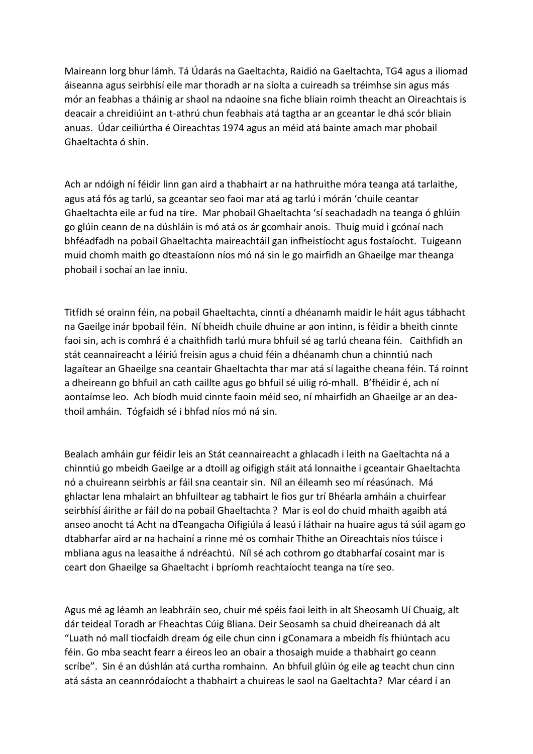Maireann lorg bhur lámh. Tá Údarás na Gaeltachta, Raidió na Gaeltachta, TG4 agus a iliomad áiseanna agus seirbhísí eile mar thoradh ar na síolta a cuireadh sa tréimhse sin agus más mór an feabhas a tháinig ar shaol na ndaoine sna fiche bliain roimh theacht an Oireachtais is deacair a chreidiúint an t-athrú chun feabhais atá tagtha ar an gceantar le dhá scór bliain anuas. Údar ceiliúrtha é Oireachtas 1974 agus an méid atá bainte amach mar phobail Ghaeltachta ó shin.

Ach ar ndóigh ní féidir linn gan aird a thabhairt ar na hathruithe móra teanga atá tarlaithe, agus atá fós ag tarlú, sa gceantar seo faoi mar atá ag tarlú i mórán 'chuile ceantar Ghaeltachta eile ar fud na tíre. Mar phobail Ghaeltachta 'sí seachadadh na teanga ó ghlúin go glúin ceann de na dúshláin is mó atá os ár gcomhair anois. Thuig muid i gcónaí nach bhféadfadh na pobail Ghaeltachta maireachtáil gan infheistíocht agus fostaíocht. Tuigeann muid chomh maith go dteastaíonn níos mó ná sin le go mairfidh an Ghaeilge mar theanga phobail i sochaí an lae inniu.

Titfidh sé orainn féin, na pobail Ghaeltachta, cinntí a dhéanamh maidir le háit agus tábhacht na Gaeilge inár bpobail féin. Ní bheidh chuile dhuine ar aon intinn, is féidir a bheith cinnte faoi sin, ach is comhrá é a chaithfidh tarlú mura bhfuil sé ag tarlú cheana féin. Caithfidh an stát ceannaireacht a léiriú freisin agus a chuid féin a dhéanamh chun a chinntiú nach lagaítear an Ghaeilge sna ceantair Ghaeltachta thar mar atá sí lagaithe cheana féin. Tá roinnt a dheireann go bhfuil an cath caillte agus go bhfuil sé uilig ró-mhall. B'fhéidir é, ach ní aontaímse leo. Ach bíodh muid cinnte faoin méid seo, ní mhairfidh an Ghaeilge ar an dea-thoil amháin. Tógfaidh sé i bhfad níos mó ná sin.

Bealach amháin gur féidir leis an Stát ceannaireacht a ghlacadh i leith na Gaeltachta ná a chinntiú go mbeidh Gaeilge ar a dtoill ag oifigigh stáit atá lonnaithe i gceantair Ghaeltachta nó a chuireann seirbhís ar fáil sna ceantair sin. Níl an éileamh seo mí réasúnach. Má ghlactar lena mhalairt an bhfuiltear ag tabhairt le fios gur trí Bhéarla amháin a chuirfear seirbhísí áirithe ar fáil do na pobail Ghaeltachta ? Mar is eol do chuid mhaith agaibh atá anseo anocht tá Acht na dTeangacha Oifigiúla á leasú i láthair na huaire agus tá súil agam go dtabharfar aird ar na hachainí a rinne mé os comhair Thithe an Oireachtais níos túisce i mbliana agus na leasaithe á ndréachtú. Níl sé ach cothrom go dtabharfaí cosaint mar is ceart don Ghaeilge sa Ghaeltacht i bpríomh reachtaíocht teanga na tíre seo.

Agus mé ag léamh an leabhráin seo, chuir mé spéis faoi leith in alt Sheosamh Uí Chuaig, alt dár teideal Toradh ar Fheachtas Cúig Bliana. Deir Seosamh sa chuid dheireanach dá alt "Luath nó mall tiocfaidh dream óg eile chun cinn i gConamara a mbeidh fís fhiúntach acu féin. Go mba seacht fearr a éireos leo an obair a thosaigh muide a thabhairt go ceann scríbe". Sin é an dúshlán atá curtha romhainn. An bhfuil glúin óg eile ag teacht chun cinn atá sásta an ceannródaíocht a thabhairt a chuireas le saol na Gaeltachta? Mar céard í an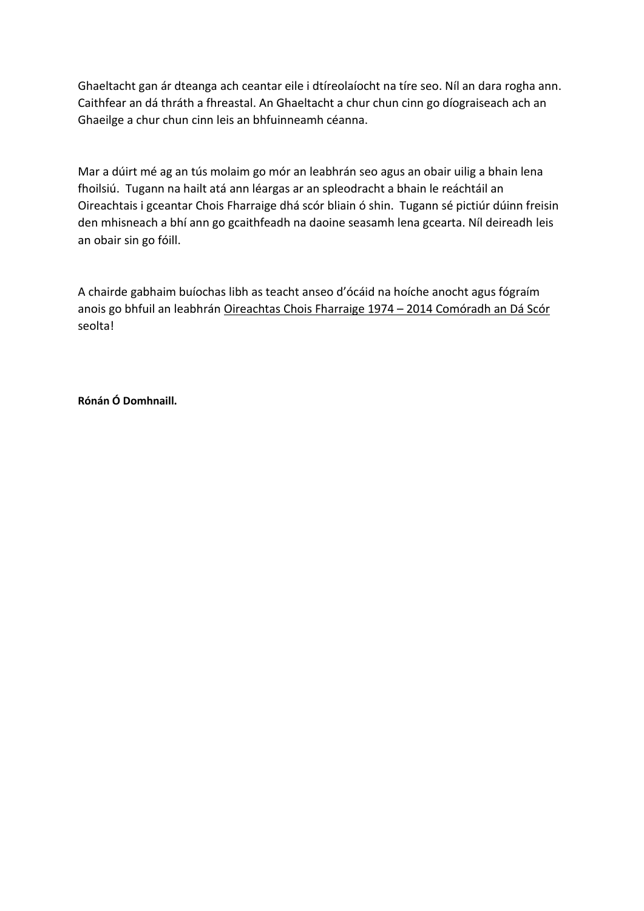Ghaeltacht gan ár dteanga ach ceantar eile i dtíreolaíocht na tíre seo. Níl an dara rogha ann. Caithfear an dá thráth a fhreastal. An Ghaeltacht a chur chun cinn go díograiseach ach an Ghaeilge a chur chun cinn leis an bhfuinneamh céanna.

Mar a dúirt mé ag an tús molaim go mór an leabhrán seo agus an obair uilig a bhain lena fhoilsiú. Tugann na hailt atá ann léargas ar an spleodracht a bhain le reáchtáil an Oireachtais i gceantar Chois Fharraige dhá scór bliain ó shin. Tugann sé pictiúr dúinn freisin den mhisneach a bhí ann go gcaithfeadh na daoine seasamh lena gcearta. Níl deireadh leis an obair sin go fóill.

A chairde gabhaim buíochas libh as teacht anseo d'ócáid na hoíche anocht agus fógraím anois go bhfuil an leabhrán Oireachtas Chois Fharraige 1974 – 2014 Comóradh an Dá Scór seolta!

**Rónán Ó Domhnaill.**